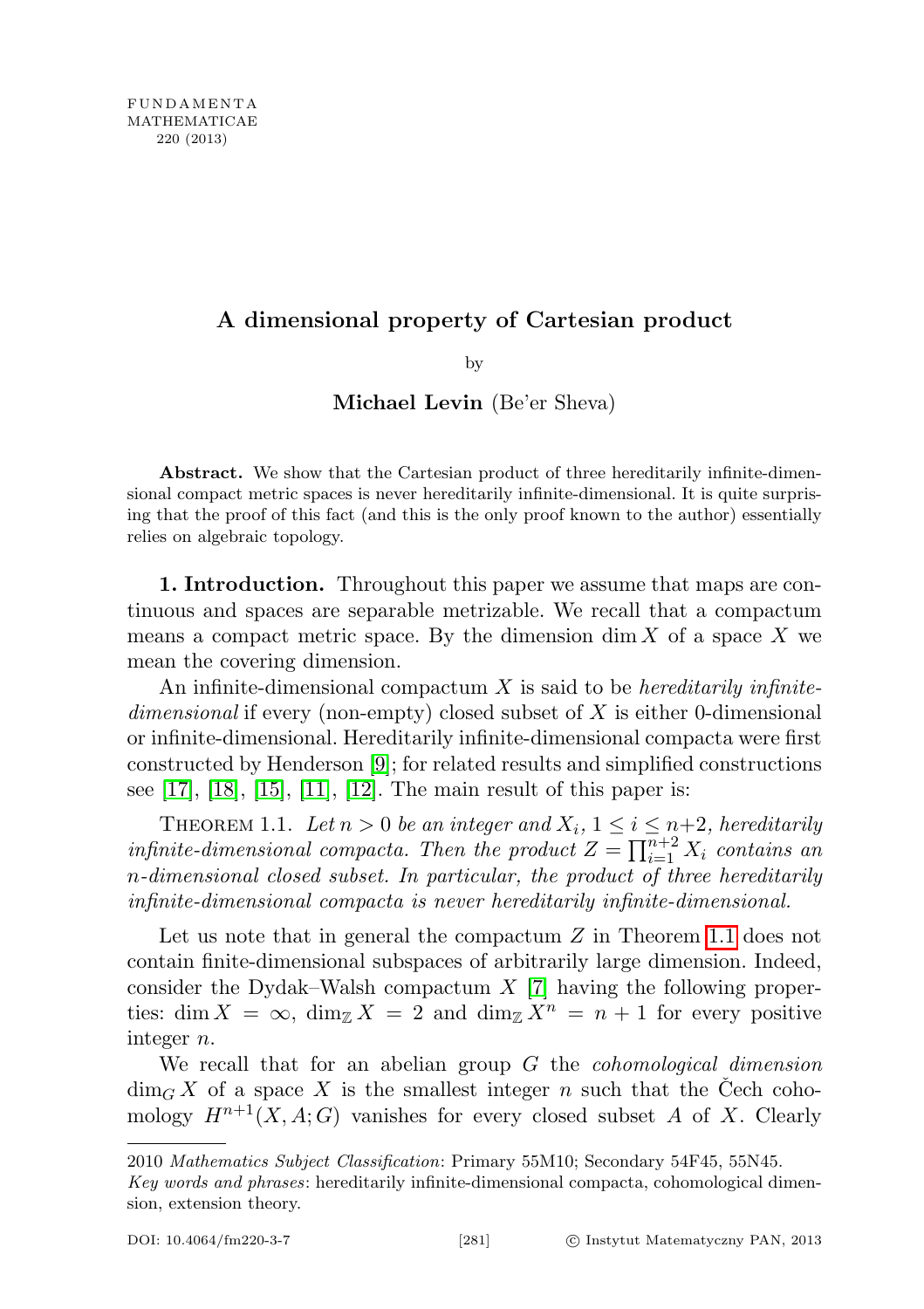# A dimensional property of Cartesian product

by

**Michael Levin** (Be'er Sheva)

**Abstract.** We show that the Cartesian product of three hereditarily infinite-dimensional compact metric spaces is never hereditarily infinite-dimensional. It is quite surprising that the proof of this fact (and this is the only proof known to the author) essentially relies on algebraic topology.

**1. Introduction.** Throughout this paper we assume that maps are continuous and spaces are separable metrizable. We recall that a compactum means a compact metric space. By the dimension $\dim X$ of a space $X$ we mean the covering dimension.

An infinite-dimensional compactum $X$ is said to be *hereditarily infinite-dimensional* if every (non-empty) closed subset of $X$ is either 0-dimensional or infinite-dimensional. Hereditarily infinite-dimensional compacta were first constructed by Henderson [9]; for related results and simplified constructions see [17], [18], [15], [11], [12]. The main result of this paper is:

Theorem 1.1. *Let $n > 0$ be an integer and $X_i$, $1 \leq i \leq n+2$, hereditarily infinite-dimensional compacta. Then the product $Z = \prod_{i=1}^{n+2} X_i$ contains an $n$-dimensional closed subset. In particular, the product of three hereditarily infinite-dimensional compacta is never hereditarily infinite-dimensional.*

Let us note that in general the compactum $Z$ in Theorem 1.1 does not contain finite-dimensional subspaces of arbitrarily large dimension. Indeed, consider the Dydak–Walsh compactum $X$ [7] having the following properties: $\dim X = \infty$, $\dim_{\mathbb{Z}} X = 2$ and $\dim_{\mathbb{Z}} X^n = n + 1$ for every positive integer $n$.

We recall that for an abelian group $G$ the *cohomological dimension* $\dim_G X$ of a space $X$ is the smallest integer $n$ such that the Čech cohomology $H^{n+1}(X, A; G)$ vanishes for every closed subset $A$ of $X$. Clearly

---

2010 *Mathematics Subject Classification*: Primary 55M10; Secondary 54F45, 55N45.

*Key words and phrases*: hereditarily infinite-dimensional compacta, cohomological dimension, extension theory.

DOI: 10.4064/fm220-3-7 © Instytut Matematyczny PAN, 2013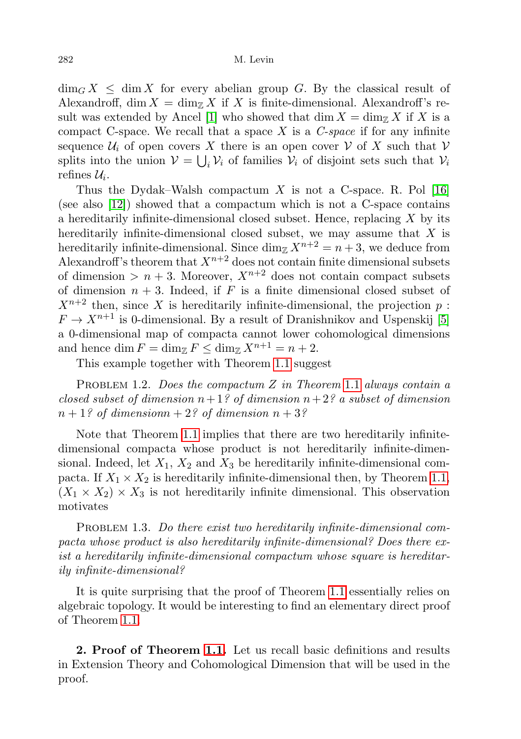$\dim_G X \leq \dim X$ for every abelian group $G$. By the classical result of Alexandroff, $\dim X = \dim_{\mathbb{Z}} X$ if $X$ is finite-dimensional. Alexandroff's result was extended by Ancel [1] who showed that $\dim X = \dim_{\mathbb{Z}} X$ if $X$ is a compact C-space. We recall that a space $X$ is a *C-space* if for any infinite sequence $\mathcal{U}_i$ of open covers $X$ there is an open cover $\mathcal{V}$ of $X$ such that $\mathcal{V}$ splits into the union $\mathcal{V} = \bigcup_i \mathcal{V}_i$ of families $\mathcal{V}_i$ of disjoint sets such that $\mathcal{V}_i$ refines $\mathcal{U}_i$.

Thus the Dydak–Walsh compactum $X$ is not a C-space. R. Pol [16] (see also [12]) showed that a compactum which is not a C-space contains a hereditarily infinite-dimensional closed subset. Hence, replacing $X$ by its hereditarily infinite-dimensional closed subset, we may assume that $X$ is hereditarily infinite-dimensional. Since $\dim_{\mathbb{Z}} X^{n+2} = n+3$, we deduce from Alexandroff's theorem that $X^{n+2}$ does not contain finite dimensional subsets of dimension $> n+3$. Moreover, $X^{n+2}$ does not contain compact subsets of dimension $n+3$. Indeed, if $F$ is a finite dimensional closed subset of $X^{n+2}$ then, since $X$ is hereditarily infinite-dimensional, the projection $p : F \to X^{n+1}$ is 0-dimensional. By a result of Dranishnikov and Uspenskij [5] a 0-dimensional map of compacta cannot lower cohomological dimensions and hence $\dim F = \dim_{\mathbb{Z}} F \leq \dim_{\mathbb{Z}} X^{n+1} = n+2$.

This example together with Theorem 1.1 suggest

Problem 1.2. *Does the compactum $Z$ in Theorem 1.1 always contain a closed subset of dimension $n+1$? of dimension $n+2$? a subset of dimension $n+1$? of dimensionn $n+2$? of dimension $n+3$?*

Note that Theorem 1.1 implies that there are two hereditarily infinite-dimensional compacta whose product is not hereditarily infinite-dimensional. Indeed, let $X_1$, $X_2$ and $X_3$ be hereditarily infinite-dimensional compacta. If $X_1 \times X_2$ is hereditarily infinite-dimensional then, by Theorem 1.1, $(X_1 \times X_2) \times X_3$ is not hereditarily infinite dimensional. This observation motivates

Problem 1.3. *Do there exist two hereditarily infinite-dimensional compacta whose product is also hereditarily infinite-dimensional? Does there exist a hereditarily infinite-dimensional compactum whose square is hereditarily infinite-dimensional?*

It is quite surprising that the proof of Theorem 1.1 essentially relies on algebraic topology. It would be interesting to find an elementary direct proof of Theorem 1.1.

**2. Proof of Theorem 1.1.** Let us recall basic definitions and results in Extension Theory and Cohomological Dimension that will be used in the proof.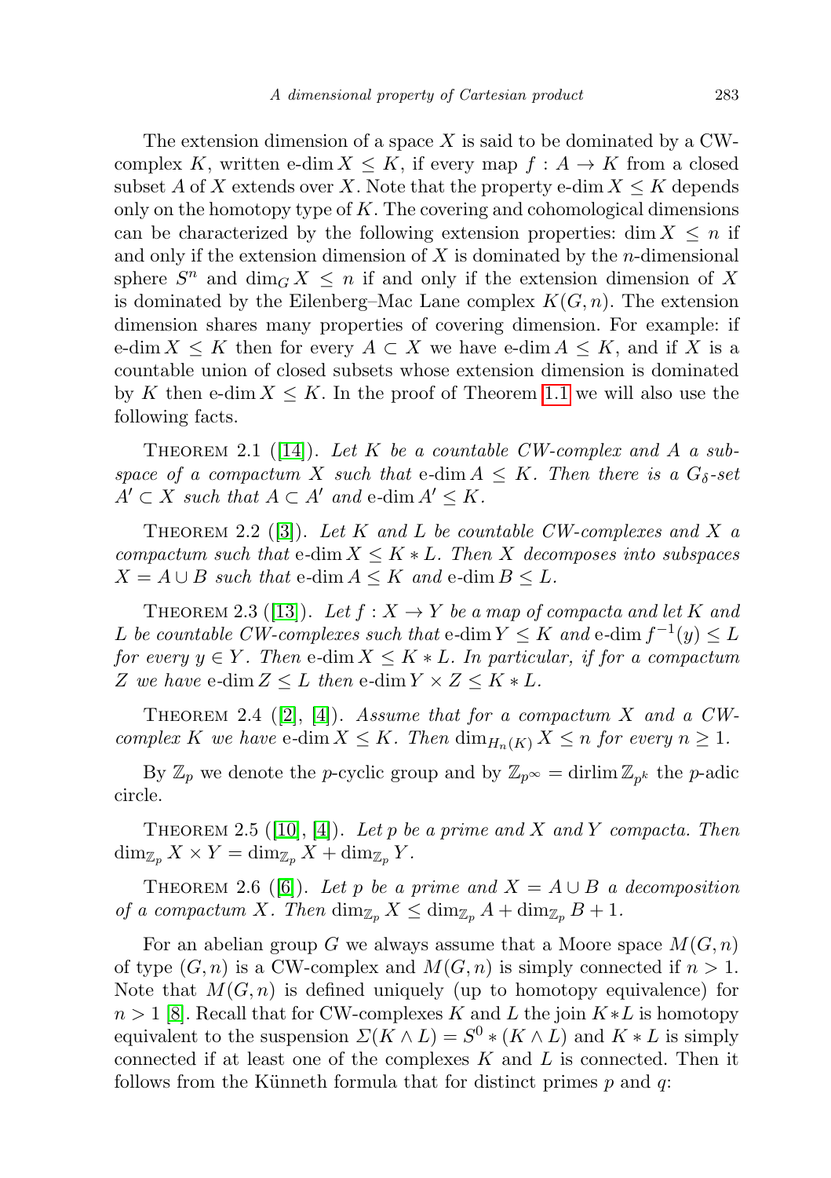The extension dimension of a space $X$ is said to be dominated by a CW-complex $K$, written $\text{e-dim}\, X \le K$, if every map $f : A \to K$ from a closed subset $A$ of $X$ extends over $X$. Note that the property $\text{e-dim}\, X \le K$ depends only on the homotopy type of $K$. The covering and cohomological dimensions can be characterized by the following extension properties: $\dim X \le n$ if and only if the extension dimension of $X$ is dominated by the $n$-dimensional sphere $S^n$ and $\dim_G X \le n$ if and only if the extension dimension of $X$ is dominated by the Eilenberg–Mac Lane complex $K(G, n)$. The extension dimension shares many properties of covering dimension. For example: if $\text{e-dim}\, X \le K$ then for every $A \subset X$ we have $\text{e-dim}\, A \le K$, and if $X$ is a countable union of closed subsets whose extension dimension is dominated by $K$ then $\text{e-dim}\, X \le K$. In the proof of Theorem 1.1 we will also use the following facts.

Theorem 2.1 ([14]). *Let $K$ be a countable CW-complex and $A$ a subspace of a compactum $X$ such that* $\text{e-dim}\, A \le K$. *Then there is a $G_\delta$-set $A' \subset X$ such that $A \subset A'$ and* $\text{e-dim}\, A' \le K$.

Theorem 2.2 ([3]). *Let $K$ and $L$ be countable CW-complexes and $X$ a compactum such that* $\text{e-dim}\, X \le K * L$. *Then $X$ decomposes into subspaces $X = A \cup B$ such that* $\text{e-dim}\, A \le K$ *and* $\text{e-dim}\, B \le L$.

Theorem 2.3 ([13]). *Let $f : X \to Y$ be a map of compacta and let $K$ and $L$ be countable CW-complexes such that* $\text{e-dim}\, Y \le K$ *and* $\text{e-dim}\, f^{-1}(y) \le L$ *for every $y \in Y$. Then* $\text{e-dim}\, X \le K * L$. *In particular, if for a compactum $Z$ we have* $\text{e-dim}\, Z \le L$ *then* $\text{e-dim}\, Y \times Z \le K * L$.

Theorem 2.4 ([2], [4]). *Assume that for a compactum $X$ and a CW-complex $K$ we have* $\text{e-dim}\, X \le K$. *Then $\dim_{H_n(K)} X \le n$ for every $n \ge 1$.*

By $\mathbb{Z}_p$ we denote the $p$-cyclic group and by $\mathbb{Z}_{p^\infty} = \operatorname{dirlim} \mathbb{Z}_{p^k}$ the $p$-adic circle.

Theorem 2.5 ([10], [4]). *Let $p$ be a prime and $X$ and $Y$ compacta. Then $\dim_{\mathbb{Z}_p} X \times Y = \dim_{\mathbb{Z}_p} X + \dim_{\mathbb{Z}_p} Y$.*

Theorem 2.6 ([6]). *Let $p$ be a prime and $X = A \cup B$ a decomposition of a compactum $X$. Then $\dim_{\mathbb{Z}_p} X \le \dim_{\mathbb{Z}_p} A + \dim_{\mathbb{Z}_p} B + 1$.*

For an abelian group $G$ we always assume that a Moore space $M(G, n)$ of type $(G, n)$ is a CW-complex and $M(G, n)$ is simply connected if $n > 1$. Note that $M(G, n)$ is defined uniquely (up to homotopy equivalence) for $n > 1$ [8]. Recall that for CW-complexes $K$ and $L$ the join $K * L$ is homotopy equivalent to the suspension $\Sigma(K \wedge L) = S^0 * (K \wedge L)$ and $K * L$ is simply connected if at least one of the complexes $K$ and $L$ is connected. Then it follows from the Künneth formula that for distinct primes $p$ and $q$: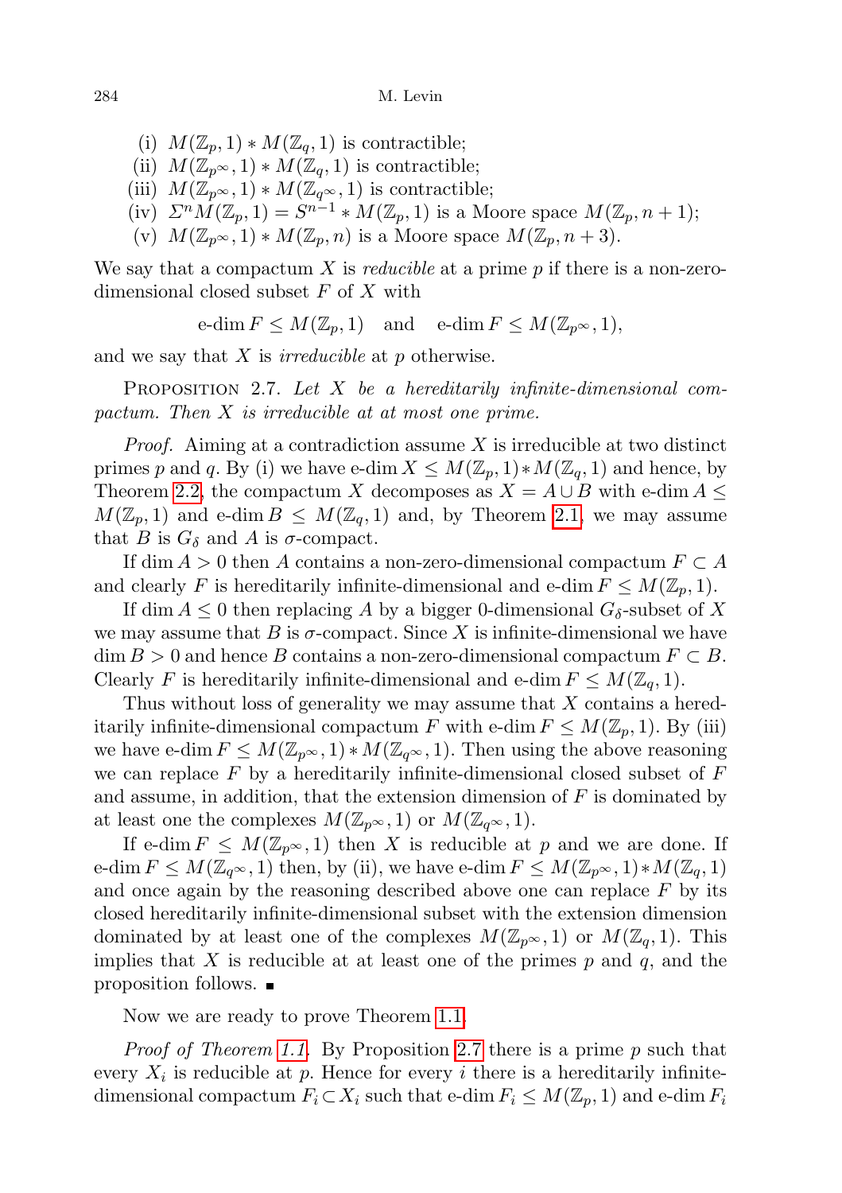(i) $M(\mathbb{Z}_p, 1) * M(\mathbb{Z}_q, 1)$ is contractible;

(ii) $M(\mathbb{Z}_{p^\infty}, 1) * M(\mathbb{Z}_q, 1)$ is contractible;

(iii) $M(\mathbb{Z}_{p^\infty}, 1) * M(\mathbb{Z}_{q^\infty}, 1)$ is contractible;

(iv) $\Sigma^n M(\mathbb{Z}_p, 1) = S^{n-1} * M(\mathbb{Z}_p, 1)$ is a Moore space $M(\mathbb{Z}_p, n+1)$;

(v) $M(\mathbb{Z}_{p^\infty}, 1) * M(\mathbb{Z}_p, n)$ is a Moore space $M(\mathbb{Z}_p, n+3)$.

We say that a compactum $X$ is *reducible* at a prime $p$ if there is a non-zero-dimensional closed subset $F$ of $X$ with

$$\text{e-dim}\, F \le M(\mathbb{Z}_p, 1) \quad \text{and} \quad \text{e-dim}\, F \le M(\mathbb{Z}_{p^\infty}, 1),$$

and we say that $X$ is *irreducible* at $p$ otherwise.

Proposition 2.7. *Let $X$ be a hereditarily infinite-dimensional compactum. Then $X$ is irreducible at at most one prime.*

*Proof.* Aiming at a contradiction assume $X$ is irreducible at two distinct primes $p$ and $q$. By (i) we have $\text{e-dim}\, X \le M(\mathbb{Z}_p, 1) * M(\mathbb{Z}_q, 1)$ and hence, by Theorem 2.2, the compactum $X$ decomposes as $X = A \cup B$ with $\text{e-dim}\, A \le M(\mathbb{Z}_p, 1)$ and $\text{e-dim}\, B \le M(\mathbb{Z}_q, 1)$ and, by Theorem 2.1, we may assume that $B$ is $G_\delta$ and $A$ is $\sigma$-compact.

If $\dim A > 0$ then $A$ contains a non-zero-dimensional compactum $F \subset A$ and clearly $F$ is hereditarily infinite-dimensional and $\text{e-dim}\, F \le M(\mathbb{Z}_p, 1)$.

If $\dim A \le 0$ then replacing $A$ by a bigger 0-dimensional $G_\delta$-subset of $X$ we may assume that $B$ is $\sigma$-compact. Since $X$ is infinite-dimensional we have $\dim B > 0$ and hence $B$ contains a non-zero-dimensional compactum $F \subset B$. Clearly $F$ is hereditarily infinite-dimensional and $\text{e-dim}\, F \le M(\mathbb{Z}_q, 1)$.

Thus without loss of generality we may assume that $X$ contains a hereditarily infinite-dimensional compactum $F$ with $\text{e-dim}\, F \le M(\mathbb{Z}_p, 1)$. By (iii) we have $\text{e-dim}\, F \le M(\mathbb{Z}_{p^\infty}, 1) * M(\mathbb{Z}_{q^\infty}, 1)$. Then using the above reasoning we can replace $F$ by a hereditarily infinite-dimensional closed subset of $F$ and assume, in addition, that the extension dimension of $F$ is dominated by at least one the complexes $M(\mathbb{Z}_{p^\infty}, 1)$ or $M(\mathbb{Z}_{q^\infty}, 1)$.

If $\text{e-dim}\, F \le M(\mathbb{Z}_{p^\infty}, 1)$ then $X$ is reducible at $p$ and we are done. If $\text{e-dim}\, F \le M(\mathbb{Z}_{q^\infty}, 1)$ then, by (ii), we have $\text{e-dim}\, F \le M(\mathbb{Z}_{p^\infty}, 1) * M(\mathbb{Z}_q, 1)$ and once again by the reasoning described above one can replace $F$ by its closed hereditarily infinite-dimensional subset with the extension dimension dominated by at least one of the complexes $M(\mathbb{Z}_{p^\infty}, 1)$ or $M(\mathbb{Z}_q, 1)$. This implies that $X$ is reducible at at least one of the primes $p$ and $q$, and the proposition follows. ∎

Now we are ready to prove Theorem 1.1.

*Proof of Theorem 1.1.* By Proposition 2.7 there is a prime $p$ such that every $X_i$ is reducible at $p$. Hence for every $i$ there is a hereditarily infinite-dimensional compactum $F_i \subset X_i$ such that $\text{e-dim}\, F_i \le M(\mathbb{Z}_p, 1)$ and $\text{e-dim}\, F_i$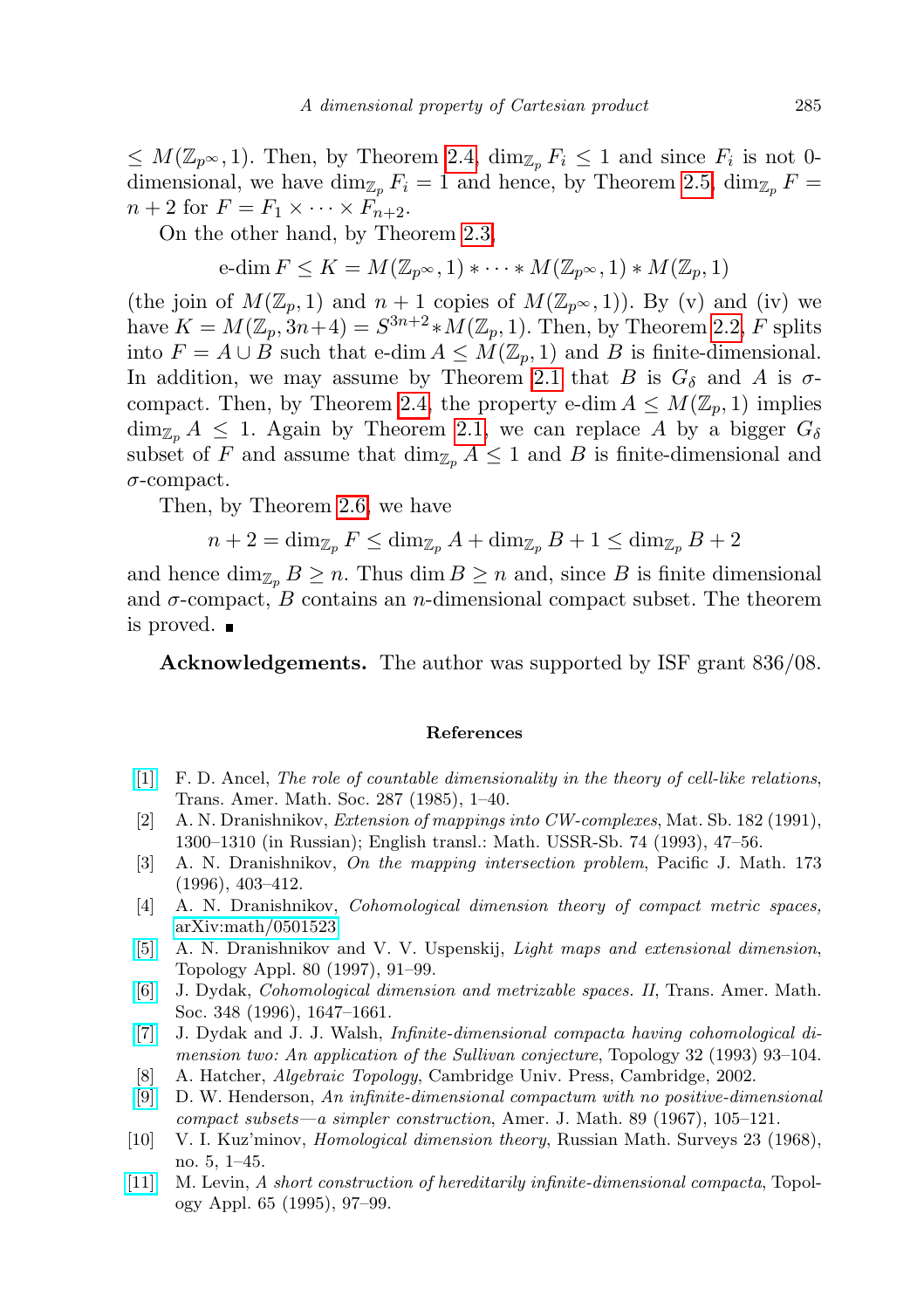$\leq M(\mathbb{Z}_{p^\infty}, 1)$. Then, by Theorem 2.4, $\dim_{\mathbb{Z}_p} F_i \leq 1$ and since $F_i$ is not 0-dimensional, we have $\dim_{\mathbb{Z}_p} F_i = 1$ and hence, by Theorem 2.5, $\dim_{\mathbb{Z}_p} F = n+2$ for $F = F_1 \times \cdots \times F_{n+2}$.

On the other hand, by Theorem 2.3,

$$\text{e-dim}\, F \leq K = M(\mathbb{Z}_{p^\infty}, 1) * \cdots * M(\mathbb{Z}_{p^\infty}, 1) * M(\mathbb{Z}_p, 1)$$

(the join of $M(\mathbb{Z}_p, 1)$ and $n+1$ copies of $M(\mathbb{Z}_{p^\infty}, 1)$). By (v) and (iv) we have $K = M(\mathbb{Z}_p, 3n+4) = S^{3n+2} * M(\mathbb{Z}_p, 1)$. Then, by Theorem 2.2, $F$ splits into $F = A \cup B$ such that $\text{e-dim}\, A \leq M(\mathbb{Z}_p, 1)$ and $B$ is finite-dimensional. In addition, we may assume by Theorem 2.1 that $B$ is $G_\delta$ and $A$ is $\sigma$-compact. Then, by Theorem 2.4, the property $\text{e-dim}\, A \leq M(\mathbb{Z}_p, 1)$ implies $\dim_{\mathbb{Z}_p} A \leq 1$. Again by Theorem 2.1, we can replace $A$ by a bigger $G_\delta$ subset of $F$ and assume that $\dim_{\mathbb{Z}_p} A \leq 1$ and $B$ is finite-dimensional and $\sigma$-compact.

Then, by Theorem 2.6, we have

$$n+2 = \dim_{\mathbb{Z}_p} F \leq \dim_{\mathbb{Z}_p} A + \dim_{\mathbb{Z}_p} B + 1 \leq \dim_{\mathbb{Z}_p} B + 2$$

and hence $\dim_{\mathbb{Z}_p} B \geq n$. Thus $\dim B \geq n$ and, since $B$ is finite dimensional and $\sigma$-compact, $B$ contains an $n$-dimensional compact subset. The theorem is proved. ∎

**Acknowledgements.** The author was supported by ISF grant 836/08.

## References

[1] F. D. Ancel, *The role of countable dimensionality in the theory of cell-like relations*, Trans. Amer. Math. Soc. 287 (1985), 1–40.

[2] A. N. Dranishnikov, *Extension of mappings into CW-complexes*, Mat. Sb. 182 (1991), 1300–1310 (in Russian); English transl.: Math. USSR-Sb. 74 (1993), 47–56.

[3] A. N. Dranishnikov, *On the mapping intersection problem*, Pacific J. Math. 173 (1996), 403–412.

[4] A. N. Dranishnikov, *Cohomological dimension theory of compact metric spaces,* arXiv:math/0501523

[5] A. N. Dranishnikov and V. V. Uspenskij, *Light maps and extensional dimension*, Topology Appl. 80 (1997), 91–99.

[6] J. Dydak, *Cohomological dimension and metrizable spaces. II*, Trans. Amer. Math. Soc. 348 (1996), 1647–1661.

[7] J. Dydak and J. J. Walsh, *Infinite-dimensional compacta having cohomological dimension two: An application of the Sullivan conjecture*, Topology 32 (1993) 93–104.

[8] A. Hatcher, *Algebraic Topology*, Cambridge Univ. Press, Cambridge, 2002.

[9] D. W. Henderson, *An infinite-dimensional compactum with no positive-dimensional compact subsets—a simpler construction*, Amer. J. Math. 89 (1967), 105–121.

[10] V. I. Kuz'minov, *Homological dimension theory*, Russian Math. Surveys 23 (1968), no. 5, 1–45.

[11] M. Levin, *A short construction of hereditarily infinite-dimensional compacta*, Topology Appl. 65 (1995), 97–99.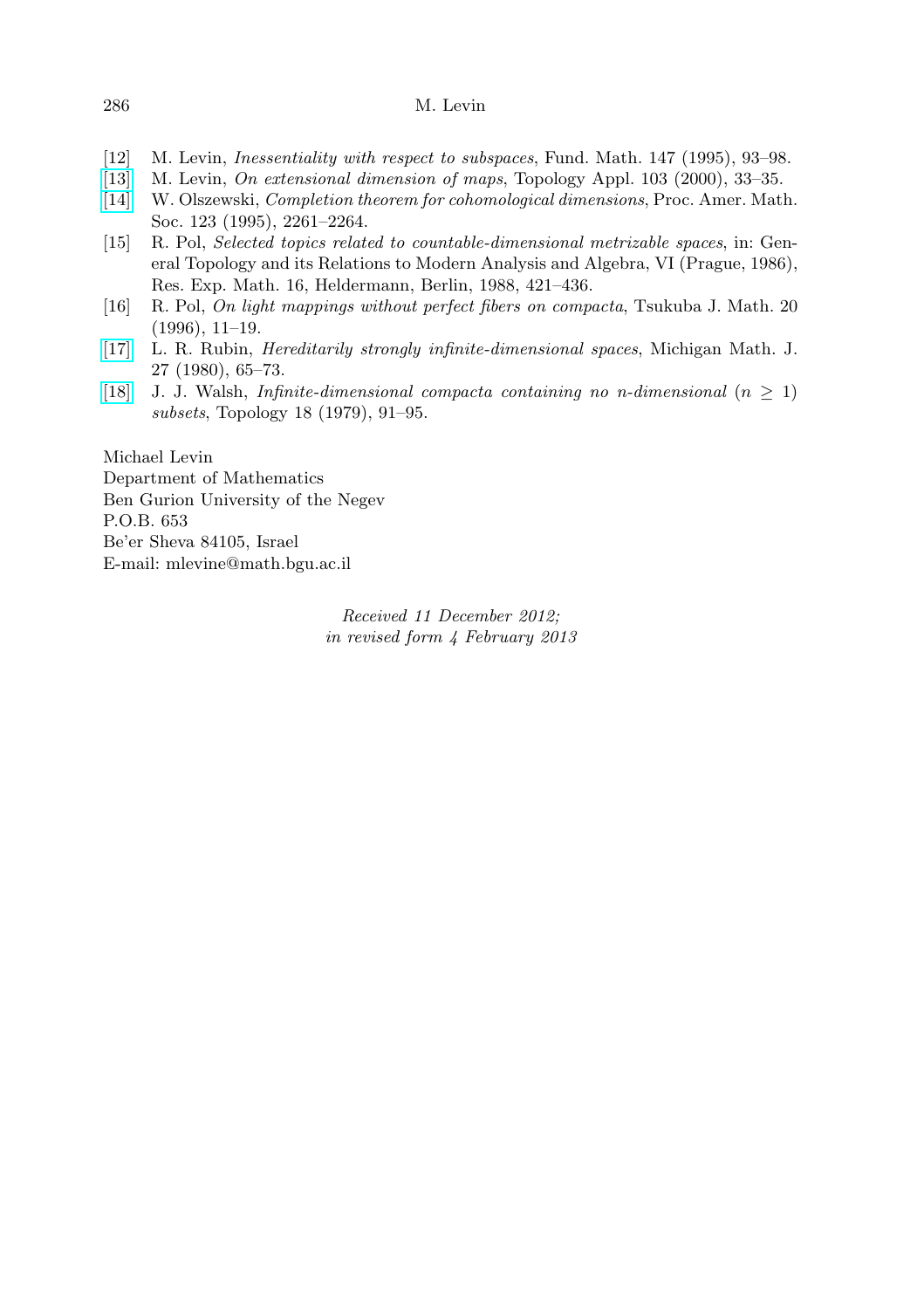[12] M. Levin, *Inessentiality with respect to subspaces*, Fund. Math. 147 (1995), 93–98.

[13] M. Levin, *On extensional dimension of maps*, Topology Appl. 103 (2000), 33–35.

[14] W. Olszewski, *Completion theorem for cohomological dimensions*, Proc. Amer. Math. Soc. 123 (1995), 2261–2264.

[15] R. Pol, *Selected topics related to countable-dimensional metrizable spaces*, in: General Topology and its Relations to Modern Analysis and Algebra, VI (Prague, 1986), Res. Exp. Math. 16, Heldermann, Berlin, 1988, 421–436.

[16] R. Pol, *On light mappings without perfect fibers on compacta*, Tsukuba J. Math. 20 (1996), 11–19.

[17] L. R. Rubin, *Hereditarily strongly infinite-dimensional spaces*, Michigan Math. J. 27 (1980), 65–73.

[18] J. J. Walsh, *Infinite-dimensional compacta containing no n-dimensional* ($n \geq 1$) *subsets*, Topology 18 (1979), 91–95.

Michael Levin
Department of Mathematics
Ben Gurion University of the Negev
P.O.B. 653
Be'er Sheva 84105, Israel
E-mail: mlevine@math.bgu.ac.il

*Received 11 December 2012;*
*in revised form 4 February 2013*